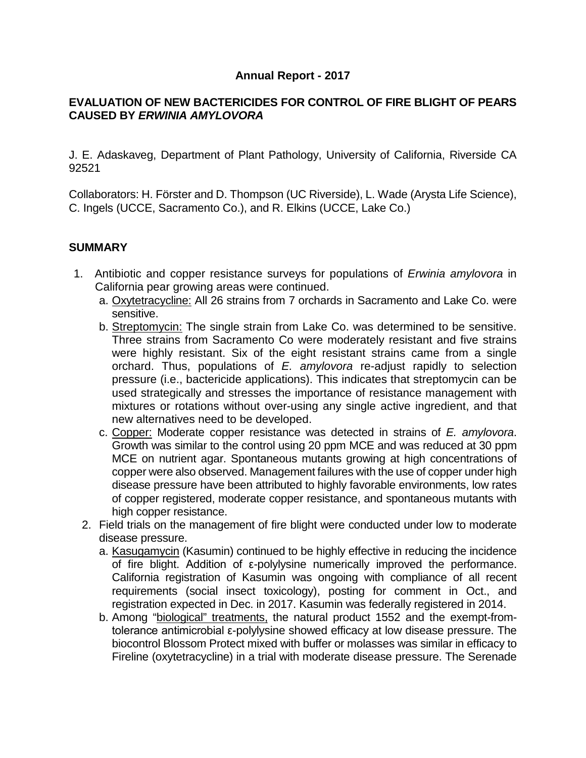**Annual Report - 2017**

# EVALUATION OF NEW BACTERICIDES FOR CONTROL OF FIRE BLIGHT OF PEARS CAUSED BY *ERWINIA AMYLOVORA*

J. E. Adaskaveg, Department of Plant Pathology, University of California, Riverside CA 92521

Collaborators: H. Förster and D. Thompson (UC Riverside), L. Wade (Arysta Life Science), C. Ingels (UCCE, Sacramento Co.), and R. Elkins (UCCE, Lake Co.)

## SUMMARY

1. Antibiotic and copper resistance surveys for populations of *Erwinia amylovora* in California pear growing areas were continued.
   a. Oxytetracycline: All 26 strains from 7 orchards in Sacramento and Lake Co. were sensitive.
   b. Streptomycin: The single strain from Lake Co. was determined to be sensitive. Three strains from Sacramento Co were moderately resistant and five strains were highly resistant. Six of the eight resistant strains came from a single orchard. Thus, populations of *E. amylovora* re-adjust rapidly to selection pressure (i.e., bactericide applications). This indicates that streptomycin can be used strategically and stresses the importance of resistance management with mixtures or rotations without over-using any single active ingredient, and that new alternatives need to be developed.
   c. Copper: Moderate copper resistance was detected in strains of *E. amylovora*. Growth was similar to the control using 20 ppm MCE and was reduced at 30 ppm MCE on nutrient agar. Spontaneous mutants growing at high concentrations of copper were also observed. Management failures with the use of copper under high disease pressure have been attributed to highly favorable environments, low rates of copper registered, moderate copper resistance, and spontaneous mutants with high copper resistance.
2. Field trials on the management of fire blight were conducted under low to moderate disease pressure.
   a. Kasugamycin (Kasumin) continued to be highly effective in reducing the incidence of fire blight. Addition of ε-polylysine numerically improved the performance. California registration of Kasumin was ongoing with compliance of all recent requirements (social insect toxicology), posting for comment in Oct., and registration expected in Dec. in 2017. Kasumin was federally registered in 2014.
   b. Among "biological" treatments, the natural product 1552 and the exempt-from-tolerance antimicrobial ε-polylysine showed efficacy at low disease pressure. The biocontrol Blossom Protect mixed with buffer or molasses was similar in efficacy to Fireline (oxytetracycline) in a trial with moderate disease pressure. The Serenade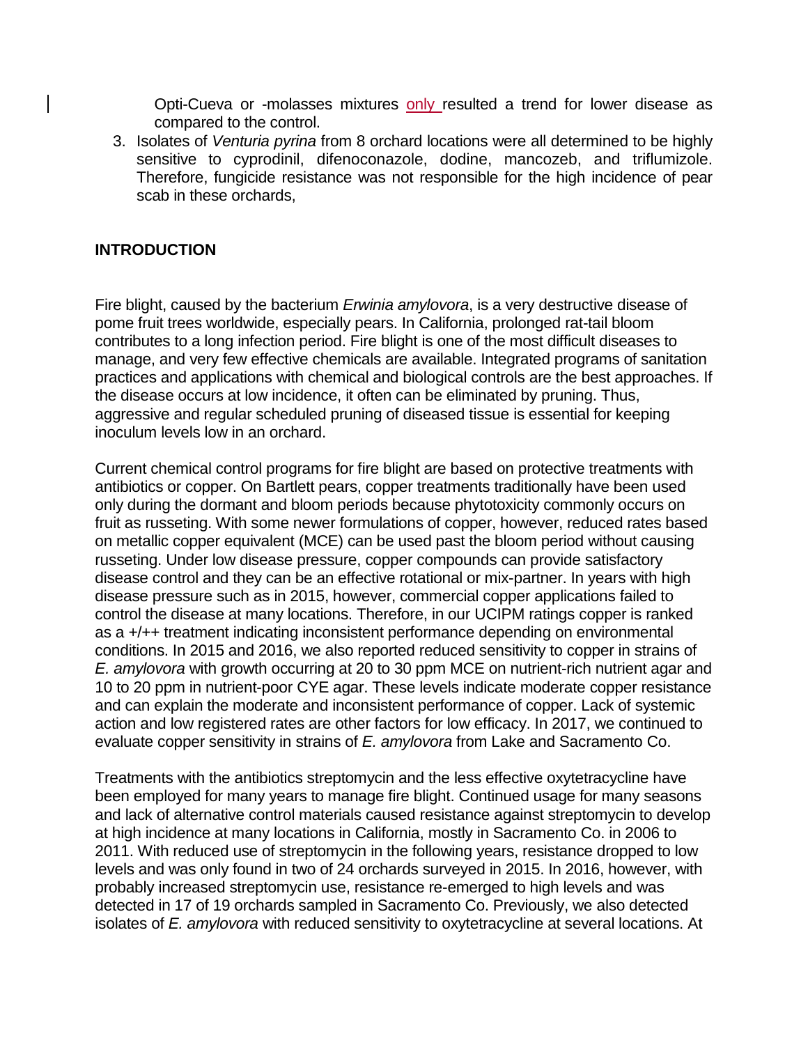Opti-Cueva or -molasses mixtures only resulted a trend for lower disease as compared to the control.

3. Isolates of *Venturia pyrina* from 8 orchard locations were all determined to be highly sensitive to cyprodinil, difenoconazole, dodine, mancozeb, and triflumizole. Therefore, fungicide resistance was not responsible for the high incidence of pear scab in these orchards,

**INTRODUCTION**

Fire blight, caused by the bacterium *Erwinia amylovora*, is a very destructive disease of pome fruit trees worldwide, especially pears. In California, prolonged rat-tail bloom contributes to a long infection period. Fire blight is one of the most difficult diseases to manage, and very few effective chemicals are available. Integrated programs of sanitation practices and applications with chemical and biological controls are the best approaches. If the disease occurs at low incidence, it often can be eliminated by pruning. Thus, aggressive and regular scheduled pruning of diseased tissue is essential for keeping inoculum levels low in an orchard.

Current chemical control programs for fire blight are based on protective treatments with antibiotics or copper. On Bartlett pears, copper treatments traditionally have been used only during the dormant and bloom periods because phytotoxicity commonly occurs on fruit as russeting. With some newer formulations of copper, however, reduced rates based on metallic copper equivalent (MCE) can be used past the bloom period without causing russeting. Under low disease pressure, copper compounds can provide satisfactory disease control and they can be an effective rotational or mix-partner. In years with high disease pressure such as in 2015, however, commercial copper applications failed to control the disease at many locations. Therefore, in our UCIPM ratings copper is ranked as a +/++ treatment indicating inconsistent performance depending on environmental conditions. In 2015 and 2016, we also reported reduced sensitivity to copper in strains of *E. amylovora* with growth occurring at 20 to 30 ppm MCE on nutrient-rich nutrient agar and 10 to 20 ppm in nutrient-poor CYE agar. These levels indicate moderate copper resistance and can explain the moderate and inconsistent performance of copper. Lack of systemic action and low registered rates are other factors for low efficacy. In 2017, we continued to evaluate copper sensitivity in strains of *E. amylovora* from Lake and Sacramento Co.

Treatments with the antibiotics streptomycin and the less effective oxytetracycline have been employed for many years to manage fire blight. Continued usage for many seasons and lack of alternative control materials caused resistance against streptomycin to develop at high incidence at many locations in California, mostly in Sacramento Co. in 2006 to 2011. With reduced use of streptomycin in the following years, resistance dropped to low levels and was only found in two of 24 orchards surveyed in 2015. In 2016, however, with probably increased streptomycin use, resistance re-emerged to high levels and was detected in 17 of 19 orchards sampled in Sacramento Co. Previously, we also detected isolates of *E. amylovora* with reduced sensitivity to oxytetracycline at several locations. At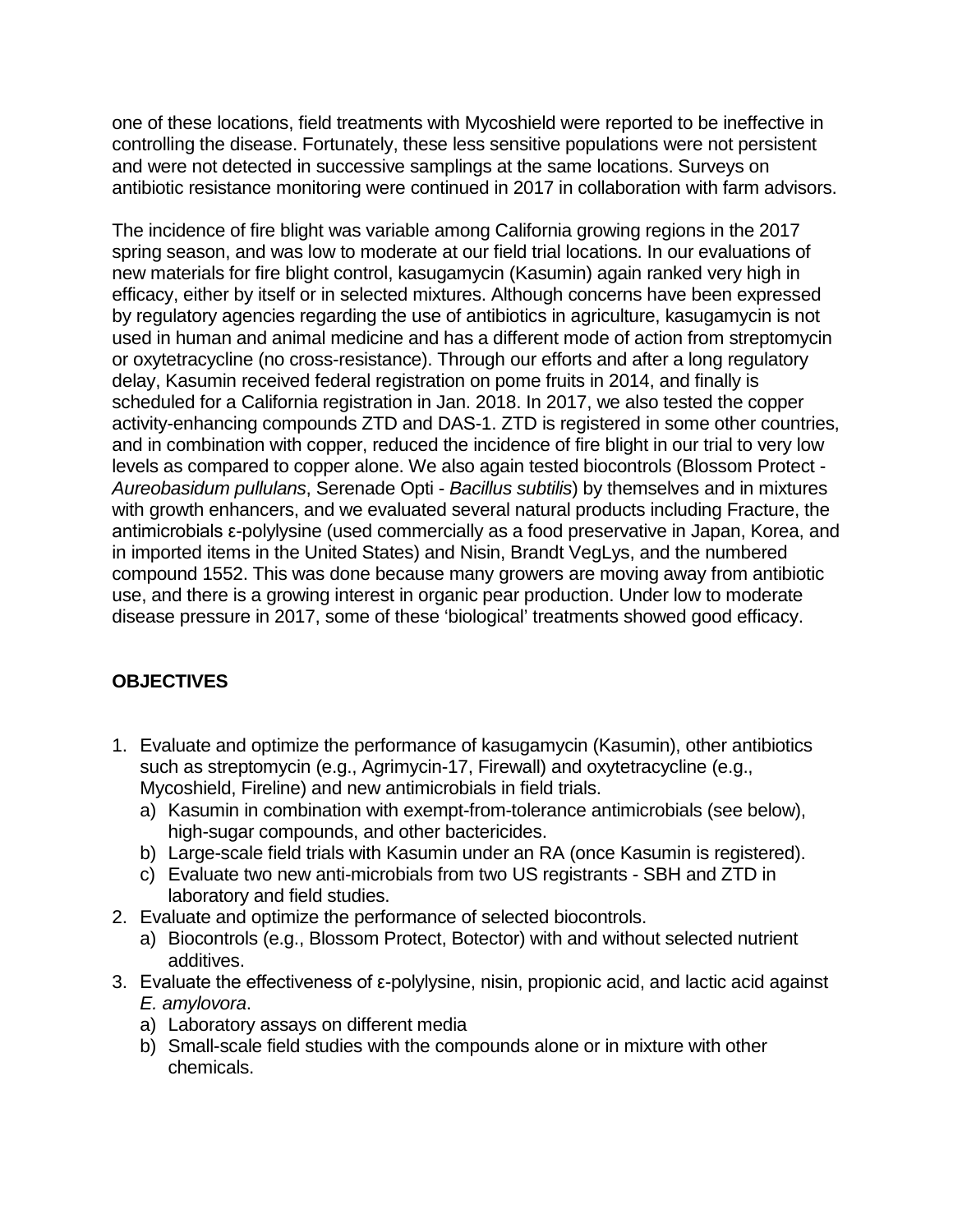one of these locations, field treatments with Mycoshield were reported to be ineffective in controlling the disease. Fortunately, these less sensitive populations were not persistent and were not detected in successive samplings at the same locations. Surveys on antibiotic resistance monitoring were continued in 2017 in collaboration with farm advisors.

The incidence of fire blight was variable among California growing regions in the 2017 spring season, and was low to moderate at our field trial locations. In our evaluations of new materials for fire blight control, kasugamycin (Kasumin) again ranked very high in efficacy, either by itself or in selected mixtures. Although concerns have been expressed by regulatory agencies regarding the use of antibiotics in agriculture, kasugamycin is not used in human and animal medicine and has a different mode of action from streptomycin or oxytetracycline (no cross-resistance). Through our efforts and after a long regulatory delay, Kasumin received federal registration on pome fruits in 2014, and finally is scheduled for a California registration in Jan. 2018. In 2017, we also tested the copper activity-enhancing compounds ZTD and DAS-1. ZTD is registered in some other countries, and in combination with copper, reduced the incidence of fire blight in our trial to very low levels as compared to copper alone. We also again tested biocontrols (Blossom Protect - *Aureobasidum pullulans*, Serenade Opti - *Bacillus subtilis*) by themselves and in mixtures with growth enhancers, and we evaluated several natural products including Fracture, the antimicrobials ε-polylysine (used commercially as a food preservative in Japan, Korea, and in imported items in the United States) and Nisin, Brandt VegLys, and the numbered compound 1552. This was done because many growers are moving away from antibiotic use, and there is a growing interest in organic pear production. Under low to moderate disease pressure in 2017, some of these 'biological' treatments showed good efficacy.

## OBJECTIVES

1. Evaluate and optimize the performance of kasugamycin (Kasumin), other antibiotics such as streptomycin (e.g., Agrimycin-17, Firewall) and oxytetracycline (e.g., Mycoshield, Fireline) and new antimicrobials in field trials.
   a) Kasumin in combination with exempt-from-tolerance antimicrobials (see below), high-sugar compounds, and other bactericides.
   b) Large-scale field trials with Kasumin under an RA (once Kasumin is registered).
   c) Evaluate two new anti-microbials from two US registrants - SBH and ZTD in laboratory and field studies.
2. Evaluate and optimize the performance of selected biocontrols.
   a) Biocontrols (e.g., Blossom Protect, Botector) with and without selected nutrient additives.
3. Evaluate the effectiveness of ε-polylysine, nisin, propionic acid, and lactic acid against *E. amylovora*.
   a) Laboratory assays on different media
   b) Small-scale field studies with the compounds alone or in mixture with other chemicals.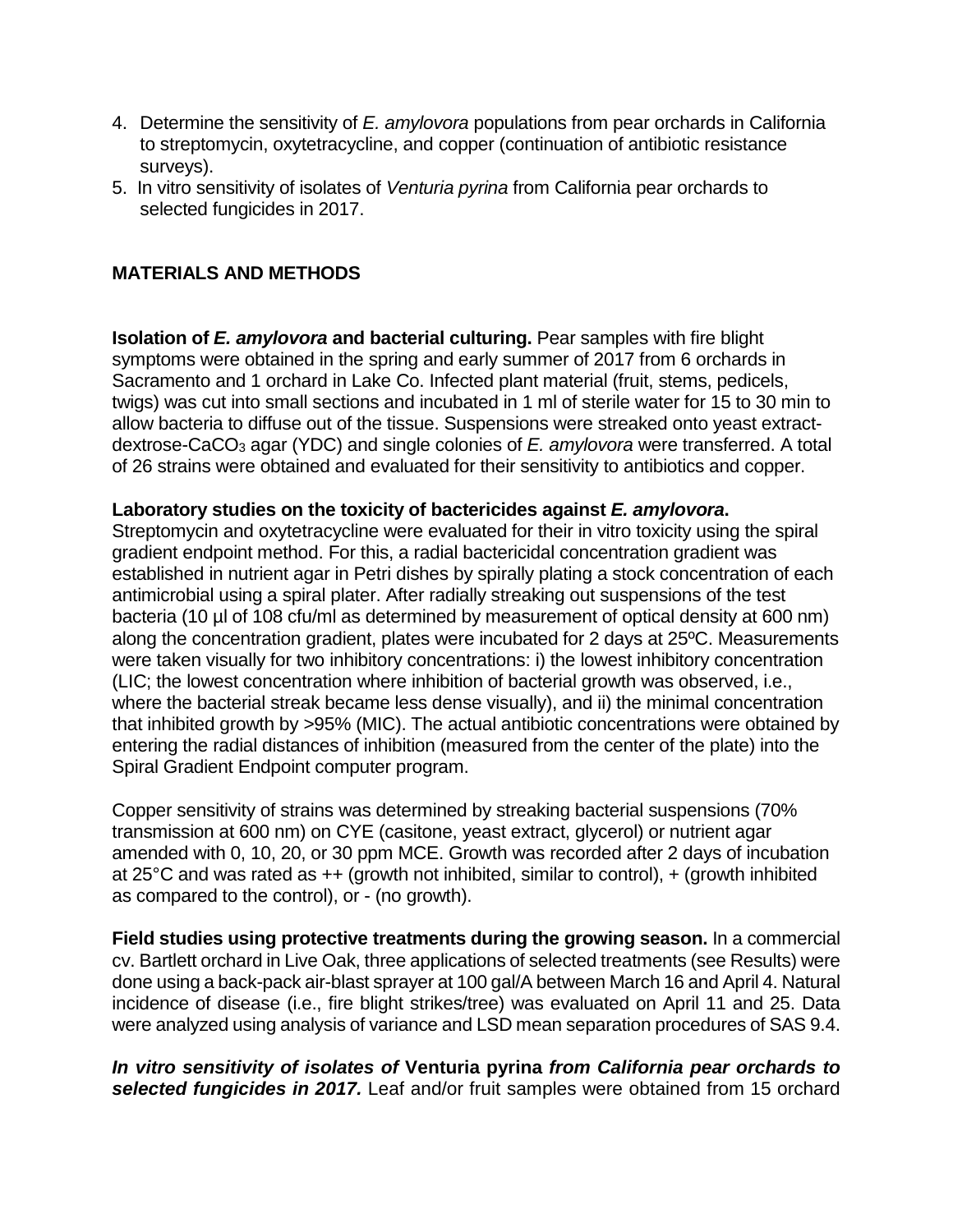4. Determine the sensitivity of *E. amylovora* populations from pear orchards in California to streptomycin, oxytetracycline, and copper (continuation of antibiotic resistance surveys).
5. In vitro sensitivity of isolates of *Venturia pyrina* from California pear orchards to selected fungicides in 2017.

## MATERIALS AND METHODS

**Isolation of *E. amylovora* and bacterial culturing.** Pear samples with fire blight symptoms were obtained in the spring and early summer of 2017 from 6 orchards in Sacramento and 1 orchard in Lake Co. Infected plant material (fruit, stems, pedicels, twigs) was cut into small sections and incubated in 1 ml of sterile water for 15 to 30 min to allow bacteria to diffuse out of the tissue. Suspensions were streaked onto yeast extract-dextrose-$CaCO_3$ agar (YDC) and single colonies of *E. amylovora* were transferred. A total of 26 strains were obtained and evaluated for their sensitivity to antibiotics and copper.

**Laboratory studies on the toxicity of bactericides against *E. amylovora*.** Streptomycin and oxytetracycline were evaluated for their in vitro toxicity using the spiral gradient endpoint method. For this, a radial bactericidal concentration gradient was established in nutrient agar in Petri dishes by spirally plating a stock concentration of each antimicrobial using a spiral plater. After radially streaking out suspensions of the test bacteria (10 µl of 108 cfu/ml as determined by measurement of optical density at 600 nm) along the concentration gradient, plates were incubated for 2 days at 25ºC. Measurements were taken visually for two inhibitory concentrations: i) the lowest inhibitory concentration (LIC; the lowest concentration where inhibition of bacterial growth was observed, i.e., where the bacterial streak became less dense visually), and ii) the minimal concentration that inhibited growth by >95% (MIC). The actual antibiotic concentrations were obtained by entering the radial distances of inhibition (measured from the center of the plate) into the Spiral Gradient Endpoint computer program.

Copper sensitivity of strains was determined by streaking bacterial suspensions (70% transmission at 600 nm) on CYE (casitone, yeast extract, glycerol) or nutrient agar amended with 0, 10, 20, or 30 ppm MCE. Growth was recorded after 2 days of incubation at 25°C and was rated as ++ (growth not inhibited, similar to control), + (growth inhibited as compared to the control), or - (no growth).

**Field studies using protective treatments during the growing season.** In a commercial cv. Bartlett orchard in Live Oak, three applications of selected treatments (see Results) were done using a back-pack air-blast sprayer at 100 gal/A between March 16 and April 4. Natural incidence of disease (i.e., fire blight strikes/tree) was evaluated on April 11 and 25. Data were analyzed using analysis of variance and LSD mean separation procedures of SAS 9.4.

***In vitro sensitivity of isolates of* Venturia pyrina *from California pear orchards to selected fungicides in 2017.*** Leaf and/or fruit samples were obtained from 15 orchard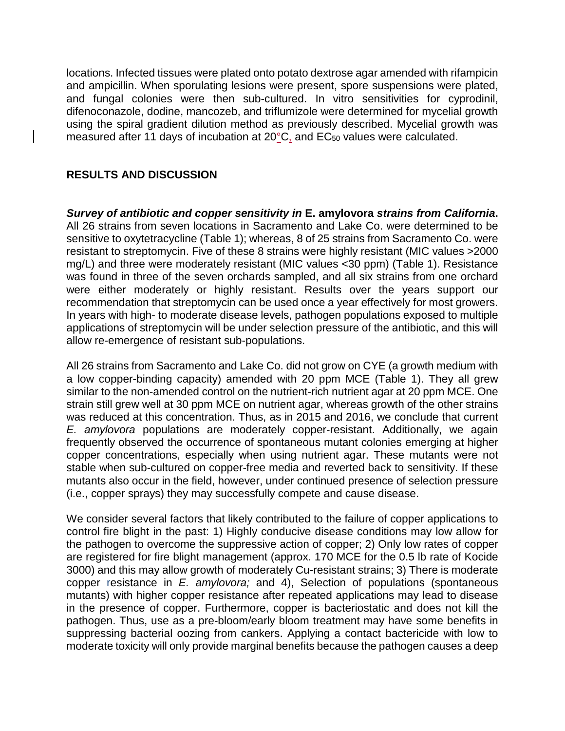locations. Infected tissues were plated onto potato dextrose agar amended with rifampicin and ampicillin. When sporulating lesions were present, spore suspensions were plated, and fungal colonies were then sub-cultured. In vitro sensitivities for cyprodinil, difenoconazole, dodine, mancozeb, and triflumizole were determined for mycelial growth using the spiral gradient dilution method as previously described. Mycelial growth was measured after 11 days of incubation at 20°C, and $EC_{50}$ values were calculated.

## RESULTS AND DISCUSSION

***Survey of antibiotic and copper sensitivity in* E. amylovora *strains from California*.** All 26 strains from seven locations in Sacramento and Lake Co. were determined to be sensitive to oxytetracycline (Table 1); whereas, 8 of 25 strains from Sacramento Co. were resistant to streptomycin. Five of these 8 strains were highly resistant (MIC values >2000 mg/L) and three were moderately resistant (MIC values <30 ppm) (Table 1). Resistance was found in three of the seven orchards sampled, and all six strains from one orchard were either moderately or highly resistant. Results over the years support our recommendation that streptomycin can be used once a year effectively for most growers. In years with high- to moderate disease levels, pathogen populations exposed to multiple applications of streptomycin will be under selection pressure of the antibiotic, and this will allow re-emergence of resistant sub-populations.

All 26 strains from Sacramento and Lake Co. did not grow on CYE (a growth medium with a low copper-binding capacity) amended with 20 ppm MCE (Table 1). They all grew similar to the non-amended control on the nutrient-rich nutrient agar at 20 ppm MCE. One strain still grew well at 30 ppm MCE on nutrient agar, whereas growth of the other strains was reduced at this concentration. Thus, as in 2015 and 2016, we conclude that current *E. amylovora* populations are moderately copper-resistant. Additionally, we again frequently observed the occurrence of spontaneous mutant colonies emerging at higher copper concentrations, especially when using nutrient agar. These mutants were not stable when sub-cultured on copper-free media and reverted back to sensitivity. If these mutants also occur in the field, however, under continued presence of selection pressure (i.e., copper sprays) they may successfully compete and cause disease.

We consider several factors that likely contributed to the failure of copper applications to control fire blight in the past: 1) Highly conducive disease conditions may low allow for the pathogen to overcome the suppressive action of copper; 2) Only low rates of copper are registered for fire blight management (approx. 170 MCE for the 0.5 lb rate of Kocide 3000) and this may allow growth of moderately Cu-resistant strains; 3) There is moderate copper resistance in *E. amylovora;* and 4), Selection of populations (spontaneous mutants) with higher copper resistance after repeated applications may lead to disease in the presence of copper. Furthermore, copper is bacteriostatic and does not kill the pathogen. Thus, use as a pre-bloom/early bloom treatment may have some benefits in suppressing bacterial oozing from cankers. Applying a contact bactericide with low to moderate toxicity will only provide marginal benefits because the pathogen causes a deep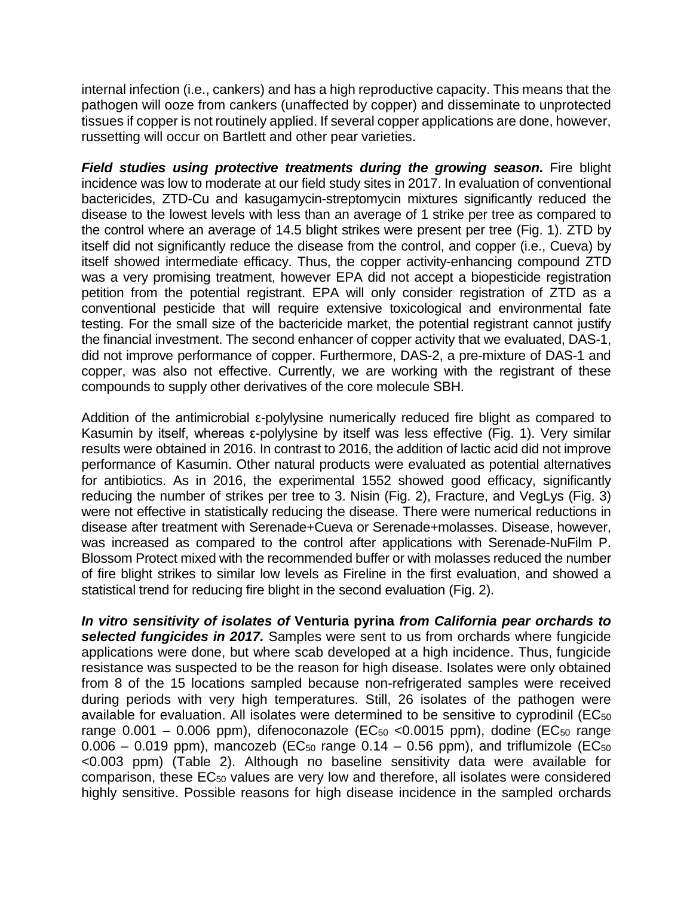internal infection (i.e., cankers) and has a high reproductive capacity. This means that the pathogen will ooze from cankers (unaffected by copper) and disseminate to unprotected tissues if copper is not routinely applied. If several copper applications are done, however, russetting will occur on Bartlett and other pear varieties.

***Field studies using protective treatments during the growing season*****.** Fire blight incidence was low to moderate at our field study sites in 2017. In evaluation of conventional bactericides, ZTD-Cu and kasugamycin-streptomycin mixtures significantly reduced the disease to the lowest levels with less than an average of 1 strike per tree as compared to the control where an average of 14.5 blight strikes were present per tree (Fig. 1). ZTD by itself did not significantly reduce the disease from the control, and copper (i.e., Cueva) by itself showed intermediate efficacy. Thus, the copper activity-enhancing compound ZTD was a very promising treatment, however EPA did not accept a biopesticide registration petition from the potential registrant. EPA will only consider registration of ZTD as a conventional pesticide that will require extensive toxicological and environmental fate testing. For the small size of the bactericide market, the potential registrant cannot justify the financial investment. The second enhancer of copper activity that we evaluated, DAS-1, did not improve performance of copper. Furthermore, DAS-2, a pre-mixture of DAS-1 and copper, was also not effective. Currently, we are working with the registrant of these compounds to supply other derivatives of the core molecule SBH.

Addition of the antimicrobial ε-polylysine numerically reduced fire blight as compared to Kasumin by itself, whereas ε-polylysine by itself was less effective (Fig. 1). Very similar results were obtained in 2016. In contrast to 2016, the addition of lactic acid did not improve performance of Kasumin. Other natural products were evaluated as potential alternatives for antibiotics. As in 2016, the experimental 1552 showed good efficacy, significantly reducing the number of strikes per tree to 3. Nisin (Fig. 2), Fracture, and VegLys (Fig. 3) were not effective in statistically reducing the disease. There were numerical reductions in disease after treatment with Serenade+Cueva or Serenade+molasses. Disease, however, was increased as compared to the control after applications with Serenade-NuFilm P. Blossom Protect mixed with the recommended buffer or with molasses reduced the number of fire blight strikes to similar low levels as Fireline in the first evaluation, and showed a statistical trend for reducing fire blight in the second evaluation (Fig. 2).

***In vitro sensitivity of isolates of* Venturia pyrina *from California pear orchards to selected fungicides in 2017.*** Samples were sent to us from orchards where fungicide applications were done, but where scab developed at a high incidence. Thus, fungicide resistance was suspected to be the reason for high disease. Isolates were only obtained from 8 of the 15 locations sampled because non-refrigerated samples were received during periods with very high temperatures. Still, 26 isolates of the pathogen were available for evaluation. All isolates were determined to be sensitive to cyprodinil ($EC_{50}$ range 0.001 – 0.006 ppm), difenoconazole ($EC_{50}$ <0.0015 ppm), dodine ($EC_{50}$ range 0.006 – 0.019 ppm), mancozeb ($EC_{50}$ range 0.14 – 0.56 ppm), and triflumizole ($EC_{50}$ <0.003 ppm) (Table 2). Although no baseline sensitivity data were available for comparison, these $EC_{50}$ values are very low and therefore, all isolates were considered highly sensitive. Possible reasons for high disease incidence in the sampled orchards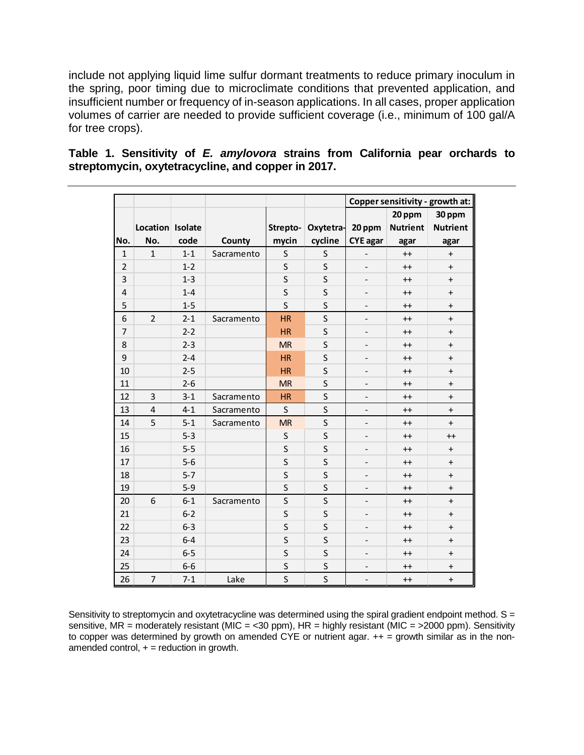include not applying liquid lime sulfur dormant treatments to reduce primary inoculum in the spring, poor timing due to microclimate conditions that prevented application, and insufficient number or frequency of in-season applications. In all cases, proper application volumes of carrier are needed to provide sufficient coverage (i.e., minimum of 100 gal/A for tree crops).

**Table 1. Sensitivity of *E. amylovora* strains from California pear orchards to streptomycin, oxytetracycline, and copper in 2017.**

| | | | | | | Copper sensitivity - growth at: | | |
|---|---|---|---|---|---|---|---|---|
| No. | Location No. | Isolate code | County | Streptomycin | Oxytetracycline | 20 ppm CYE agar | 20 ppm Nutrient agar | 30 ppm Nutrient agar |
| 1 | 1 | 1-1 | Sacramento | S | S | - | ++ | + |
| 2 | | 1-2 | | S | S | - | ++ | + |
| 3 | | 1-3 | | S | S | - | ++ | + |
| 4 | | 1-4 | | S | S | - | ++ | + |
| 5 | | 1-5 | | S | S | - | ++ | + |
| 6 | 2 | 2-1 | Sacramento | HR | S | - | ++ | + |
| 7 | | 2-2 | | HR | S | - | ++ | + |
| 8 | | 2-3 | | MR | S | - | ++ | + |
| 9 | | 2-4 | | HR | S | - | ++ | + |
| 10 | | 2-5 | | HR | S | - | ++ | + |
| 11 | | 2-6 | | MR | S | - | ++ | + |
| 12 | 3 | 3-1 | Sacramento | HR | S | - | ++ | + |
| 13 | 4 | 4-1 | Sacramento | S | S | - | ++ | + |
| 14 | 5 | 5-1 | Sacramento | MR | S | - | ++ | + |
| 15 | | 5-3 | | S | S | - | ++ | ++ |
| 16 | | 5-5 | | S | S | - | ++ | + |
| 17 | | 5-6 | | S | S | - | ++ | + |
| 18 | | 5-7 | | S | S | - | ++ | + |
| 19 | | 5-9 | | S | S | - | ++ | + |
| 20 | 6 | 6-1 | Sacramento | S | S | - | ++ | + |
| 21 | | 6-2 | | S | S | - | ++ | + |
| 22 | | 6-3 | | S | S | - | ++ | + |
| 23 | | 6-4 | | S | S | - | ++ | + |
| 24 | | 6-5 | | S | S | - | ++ | + |
| 25 | | 6-6 | | S | S | - | ++ | + |
| 26 | 7 | 7-1 | Lake | S | S | - | ++ | + |

Sensitivity to streptomycin and oxytetracycline was determined using the spiral gradient endpoint method. S = sensitive, MR = moderately resistant (MIC = <30 ppm), HR = highly resistant (MIC = >2000 ppm). Sensitivity to copper was determined by growth on amended CYE or nutrient agar. ++ = growth similar as in the non-amended control, + = reduction in growth.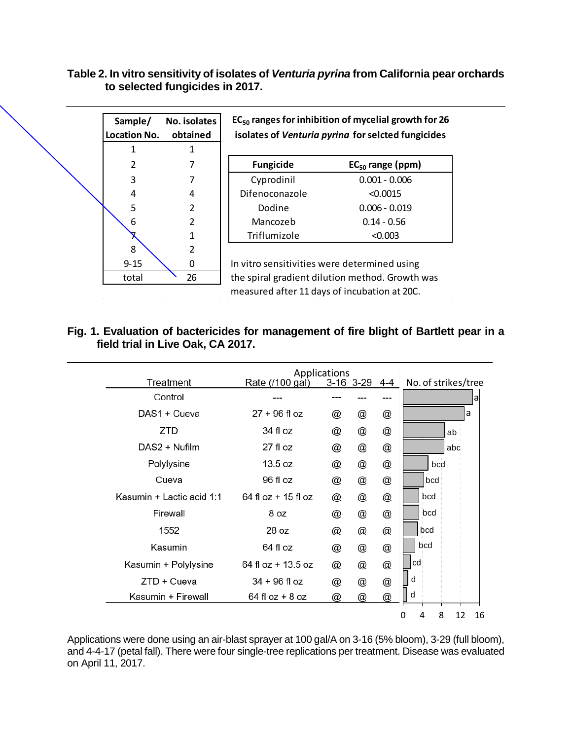**Table 2. In vitro sensitivity of isolates of *Venturia pyrina* from California pear orchards to selected fungicides in 2017.**

| Sample/ Location No. | No. isolates obtained |
|---|---|
| 1 | 1 |
| 2 | 7 |
| 3 | 7 |
| 4 | 4 |
| 5 | 2 |
| 6 | 2 |
| 7 | 1 |
| 8 | 2 |
| 9-15 | 0 |
| total | 26 |

**$EC_{50}$ ranges for inhibition of mycelial growth for 26 isolates of *Venturia pyrina* for selcted fungicides**

| Fungicide | $EC_{50}$ range (ppm) |
|---|---|
| Cyprodinil | 0.001 - 0.006 |
| Difenoconazole | <0.0015 |
| Dodine | 0.006 - 0.019 |
| Mancozeb | 0.14 - 0.56 |
| Triflumizole | <0.003 |

In vitro sensitivities were determined using the spiral gradient dilution method. Growth was measured after 11 days of incubation at 20C.

**Fig. 1. Evaluation of bactericides for management of fire blight of Bartlett pear in a field trial in Live Oak, CA 2017.**

| Treatment | Rate (/100 gal) | Applications 3-16 | 3-29 | 4-4 | No. of strikes/tree |
|---|---|---|---|---|---|
| Control | --- | --- | --- | --- | a |
| DAS1 + Cueva | 27 + 96 fl oz | @ | @ | @ | a |
| ZTD | 34 fl oz | @ | @ | @ | ab |
| DAS2 + Nufilm | 27 fl oz | @ | @ | @ | abc |
| Polylysine | 13.5 oz | @ | @ | @ | bcd |
| Cueva | 96 fl oz | @ | @ | @ | bcd |
| Kasumin + Lactic acid 1:1 | 64 fl oz + 15 fl oz | @ | @ | @ | bcd |
| Firewall | 8 oz | @ | @ | @ | bcd |
| 1552 | 28 oz | @ | @ | @ | bcd |
| Kasumin | 64 fl oz | @ | @ | @ | bcd |
| Kasumin + Polylysine | 64 fl oz + 13.5 oz | @ | @ | @ | cd |
| ZTD + Cueva | 34 + 96 fl oz | @ | @ | @ | d |
| Kasumin + Firewall | 64 fl oz + 8 oz | @ | @ | @ | d |

Applications were done using an air-blast sprayer at 100 gal/A on 3-16 (5% bloom), 3-29 (full bloom), and 4-4-17 (petal fall). There were four single-tree replications per treatment. Disease was evaluated on April 11, 2017.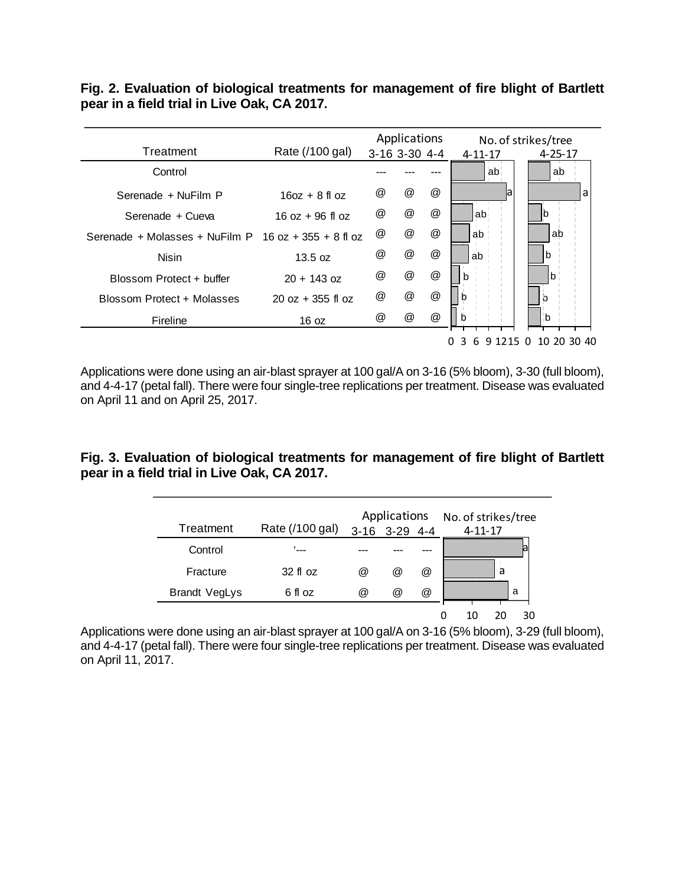**Fig. 2. Evaluation of biological treatments for management of fire blight of Bartlett pear in a field trial in Live Oak, CA 2017.**

| Treatment | Rate (/100 gal) | Applications 3-16 | 3-30 | 4-4 | No. of strikes/tree 4-11-17 | 4-25-17 |
|---|---|---|---|---|---|---|
| Control | | --- | --- | --- | ab | ab |
| Serenade + NuFilm P | 16oz + 8 fl oz | @ | @ | @ | a | a |
| Serenade + Cueva | 16 oz + 96 fl oz | @ | @ | @ | ab | b |
| Serenade + Molasses + NuFilm P | 16 oz + 355 + 8 fl oz | @ | @ | @ | ab | ab |
| Nisin | 13.5 oz | @ | @ | @ | ab | b |
| Blossom Protect + buffer | 20 + 143 oz | @ | @ | @ | b | b |
| Blossom Protect + Molasses | 20 oz + 355 fl oz | @ | @ | @ | b | b |
| Fireline | 16 oz | @ | @ | @ | b | b |

0 3 6 9 12 15 0 10 20 30 40

Applications were done using an air-blast sprayer at 100 gal/A on 3-16 (5% bloom), 3-30 (full bloom), and 4-4-17 (petal fall). There were four single-tree replications per treatment. Disease was evaluated on April 11 and on April 25, 2017.

**Fig. 3. Evaluation of biological treatments for management of fire blight of Bartlett pear in a field trial in Live Oak, CA 2017.**

| Treatment | Rate (/100 gal) | Applications 3-16 | 3-29 | 4-4 | No. of strikes/tree 4-11-17 |
|---|---|---|---|---|---|
| Control | '--- | --- | --- | --- | a |
| Fracture | 32 fl oz | @ | @ | @ | a |
| Brandt VegLys | 6 fl oz | @ | @ | @ | a |

0 10 20 30

Applications were done using an air-blast sprayer at 100 gal/A on 3-16 (5% bloom), 3-29 (full bloom), and 4-4-17 (petal fall). There were four single-tree replications per treatment. Disease was evaluated on April 11, 2017.